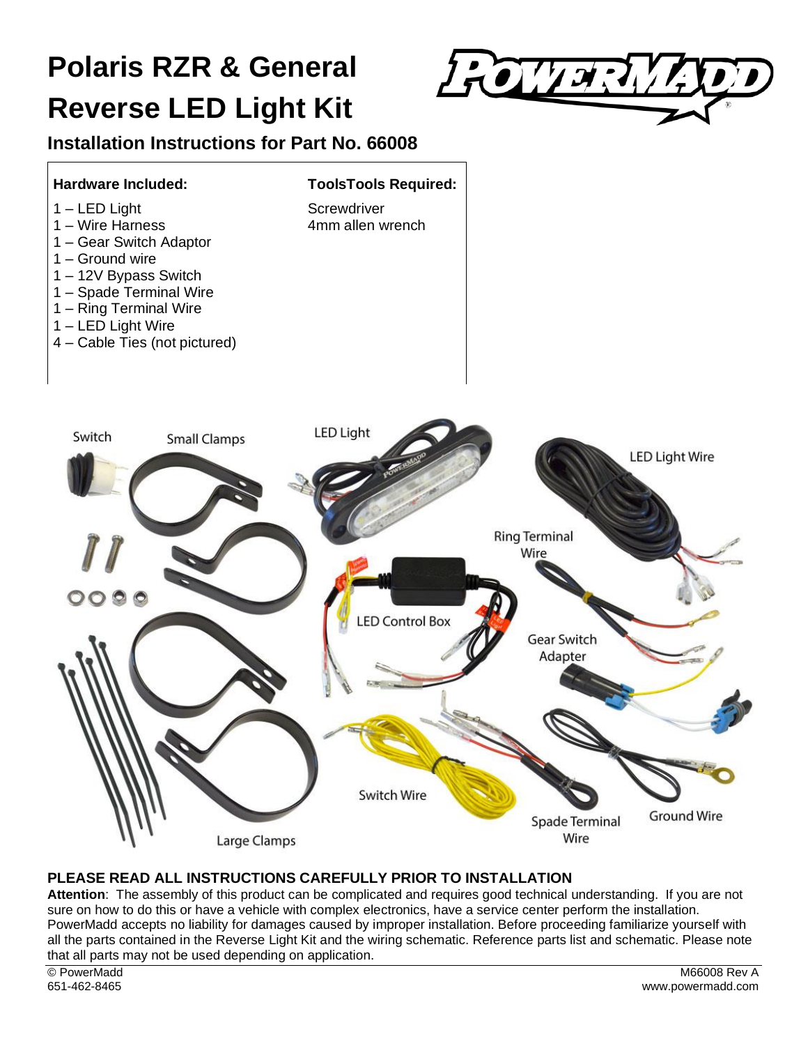# Polaris RZR & General Reverse LED Light Kit

## Installation Instructions for Part No. 66008

| **Hardware Included:** | **ToolsTools Required:** |
| --- | --- |
| 1 – LED Light | Screwdriver |
| 1 – Wire Harness | 4mm allen wrench |
| 1 – Gear Switch Adaptor | |
| 1 – Ground wire | |
| 1 – 12V Bypass Switch | |
| 1 – Spade Terminal Wire | |
| 1 – Ring Terminal Wire | |
| 1 – LED Light Wire | |
| 4 – Cable Ties (not pictured) | |

**PLEASE READ ALL INSTRUCTIONS CAREFULLY PRIOR TO INSTALLATION**

**Attention**: The assembly of this product can be complicated and requires good technical understanding. If you are not sure on how to do this or have a vehicle with complex electronics, have a service center perform the installation. PowerMadd accepts no liability for damages caused by improper installation. Before proceeding familiarize yourself with all the parts contained in the Reverse Light Kit and the wiring schematic. Reference parts list and schematic. Please note that all parts may not be used depending on application.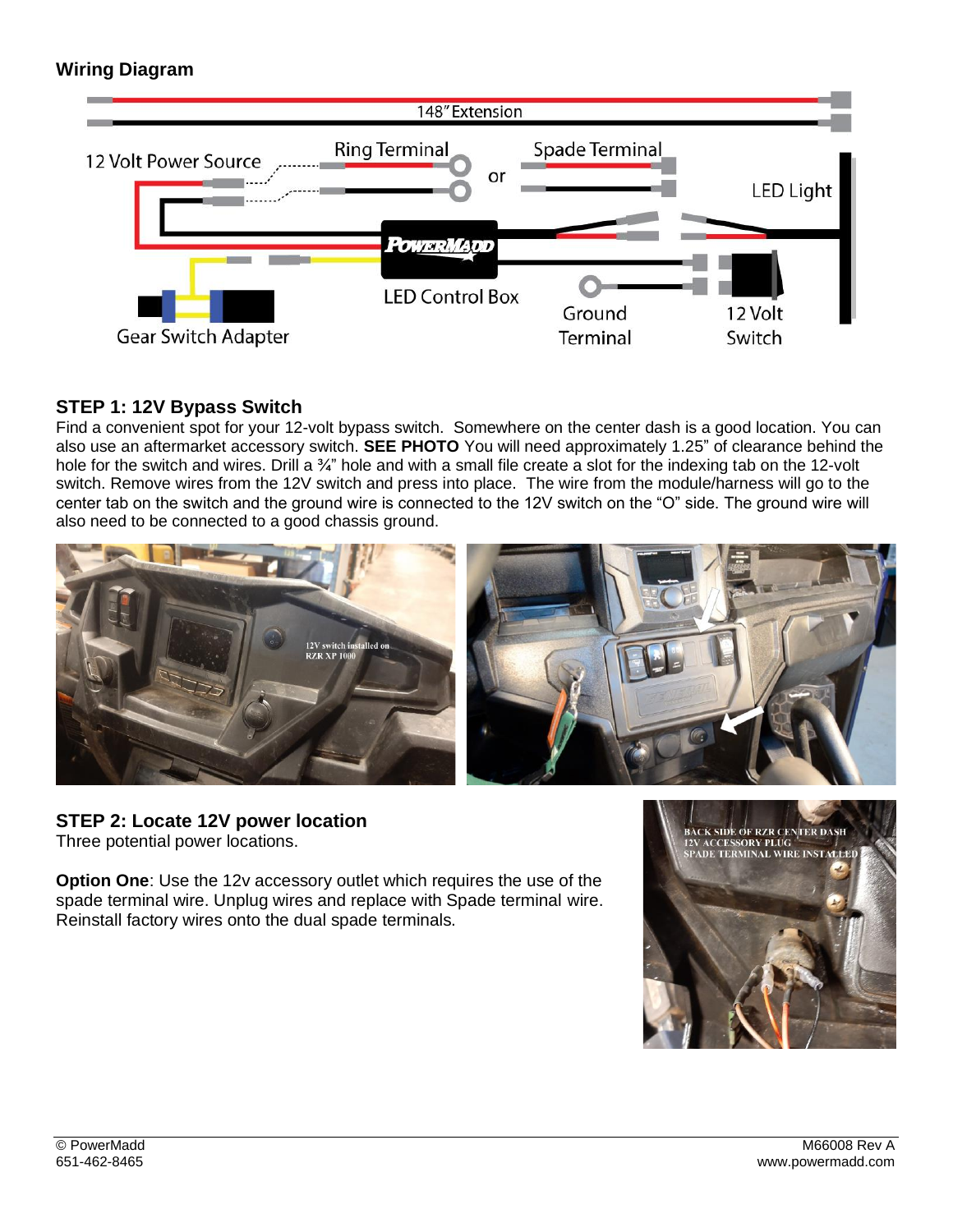### Wiring Diagram

148" Extension

12 Volt Power Source

Ring Terminal

or

Spade Terminal

LED Light

LED Control Box

Gear Switch Adapter

Ground Terminal

12 Volt Switch

### STEP 1: 12V Bypass Switch

Find a convenient spot for your 12-volt bypass switch. Somewhere on the center dash is a good location. You can also use an aftermarket accessory switch. **SEE PHOTO** You will need approximately 1.25" of clearance behind the hole for the switch and wires. Drill a ¾" hole and with a small file create a slot for the indexing tab on the 12-volt switch. Remove wires from the 12V switch and press into place. The wire from the module/harness will go to the center tab on the switch and the ground wire is connected to the 12V switch on the "O" side. The ground wire will also need to be connected to a good chassis ground.

12V switch installed on RZR XP 1000

### STEP 2: Locate 12V power location

Three potential power locations.

**Option One**: Use the 12v accessory outlet which requires the use of the spade terminal wire. Unplug wires and replace with Spade terminal wire. Reinstall factory wires onto the dual spade terminals.

BACK SIDE OF RZR CENTER DASH 12V ACCESSORY PLUG SPADE TERMINAL WIRE INSTALLED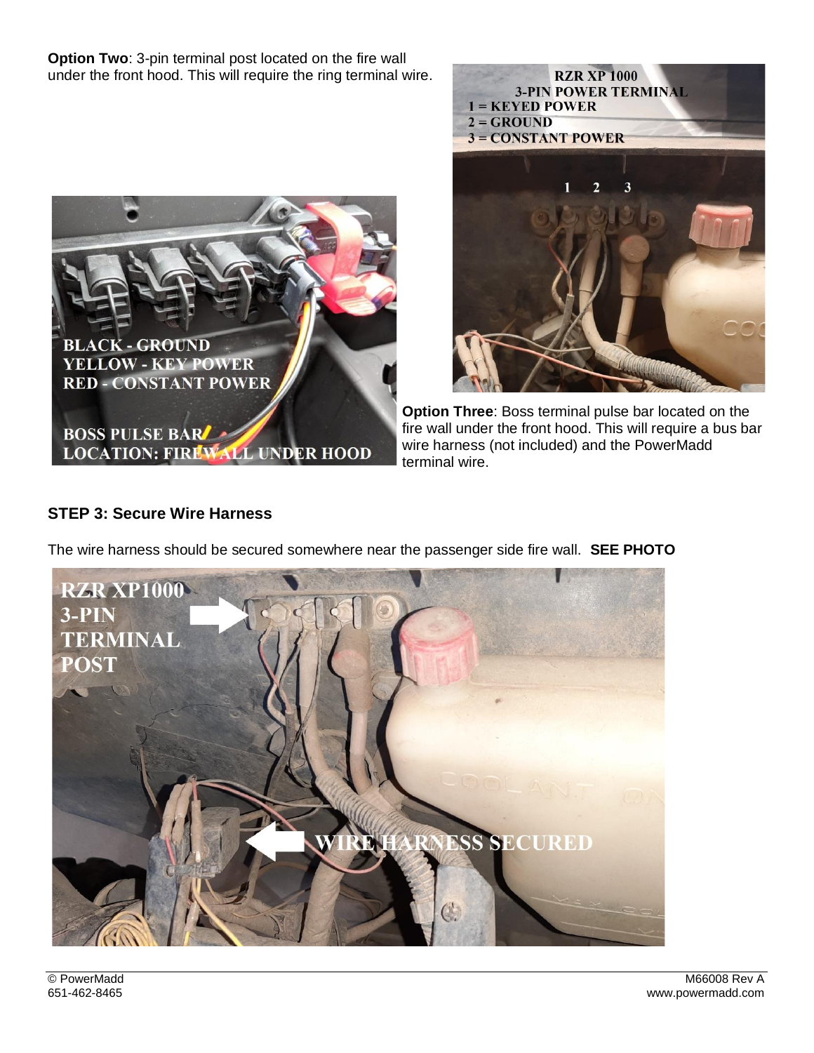**Option Two**: 3-pin terminal post located on the fire wall under the front hood. This will require the ring terminal wire.

**Option Three**: Boss terminal pulse bar located on the fire wall under the front hood. This will require a bus bar wire harness (not included) and the PowerMadd terminal wire.

### STEP 3: Secure Wire Harness

The wire harness should be secured somewhere near the passenger side fire wall. **SEE PHOTO**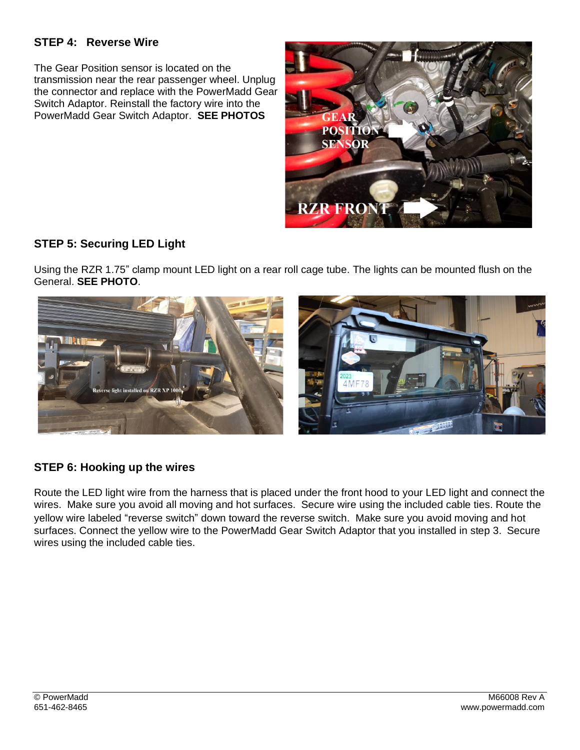### STEP 4: Reverse Wire

The Gear Position sensor is located on the transmission near the rear passenger wheel. Unplug the connector and replace with the PowerMadd Gear Switch Adaptor. Reinstall the factory wire into the PowerMadd Gear Switch Adaptor. **SEE PHOTOS**

### STEP 5: Securing LED Light

Using the RZR 1.75" clamp mount LED light on a rear roll cage tube. The lights can be mounted flush on the General. **SEE PHOTO**.

### STEP 6: Hooking up the wires

Route the LED light wire from the harness that is placed under the front hood to your LED light and connect the wires. Make sure you avoid all moving and hot surfaces. Secure wire using the included cable ties. Route the yellow wire labeled "reverse switch" down toward the reverse switch. Make sure you avoid moving and hot surfaces. Connect the yellow wire to the PowerMadd Gear Switch Adaptor that you installed in step 3. Secure wires using the included cable ties.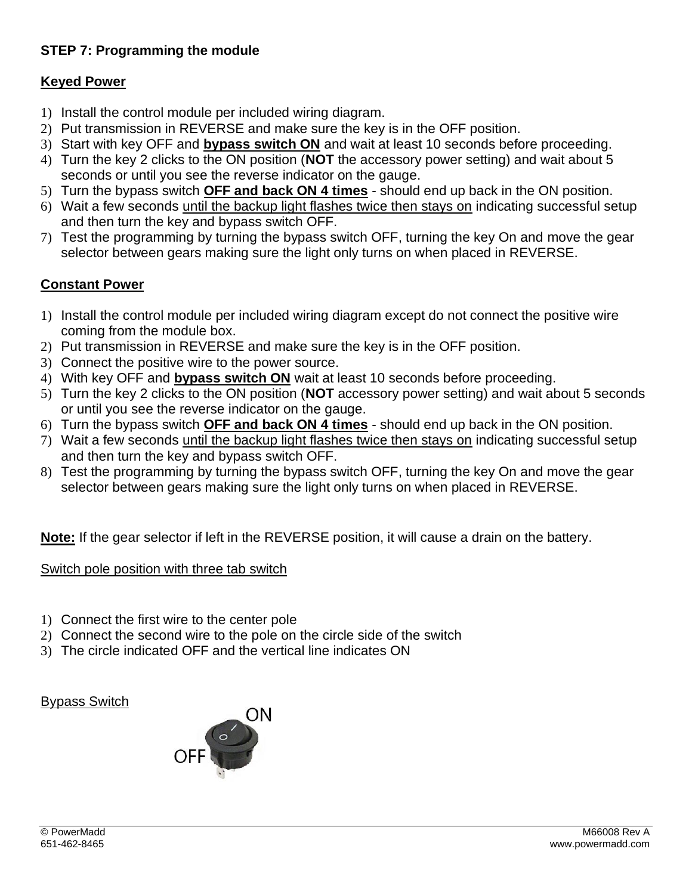**STEP 7: Programming the module**

**Keyed Power**

1) Install the control module per included wiring diagram.
2) Put transmission in REVERSE and make sure the key is in the OFF position.
3) Start with key OFF and **bypass switch ON** and wait at least 10 seconds before proceeding.
4) Turn the key 2 clicks to the ON position (**NOT** the accessory power setting) and wait about 5 seconds or until you see the reverse indicator on the gauge.
5) Turn the bypass switch **OFF and back ON 4 times** - should end up back in the ON position.
6) Wait a few seconds until the backup light flashes twice then stays on indicating successful setup and then turn the key and bypass switch OFF.
7) Test the programming by turning the bypass switch OFF, turning the key On and move the gear selector between gears making sure the light only turns on when placed in REVERSE.

**Constant Power**

1) Install the control module per included wiring diagram except do not connect the positive wire coming from the module box.
2) Put transmission in REVERSE and make sure the key is in the OFF position.
3) Connect the positive wire to the power source.
4) With key OFF and **bypass switch ON** wait at least 10 seconds before proceeding.
5) Turn the key 2 clicks to the ON position (**NOT** accessory power setting) and wait about 5 seconds or until you see the reverse indicator on the gauge.
6) Turn the bypass switch **OFF and back ON 4 times** - should end up back in the ON position.
7) Wait a few seconds until the backup light flashes twice then stays on indicating successful setup and then turn the key and bypass switch OFF.
8) Test the programming by turning the bypass switch OFF, turning the key On and move the gear selector between gears making sure the light only turns on when placed in REVERSE.

**Note:** If the gear selector if left in the REVERSE position, it will cause a drain on the battery.

Switch pole position with three tab switch

1) Connect the first wire to the center pole
2) Connect the second wire to the pole on the circle side of the switch
3) The circle indicated OFF and the vertical line indicates ON

Bypass Switch

ON

OFF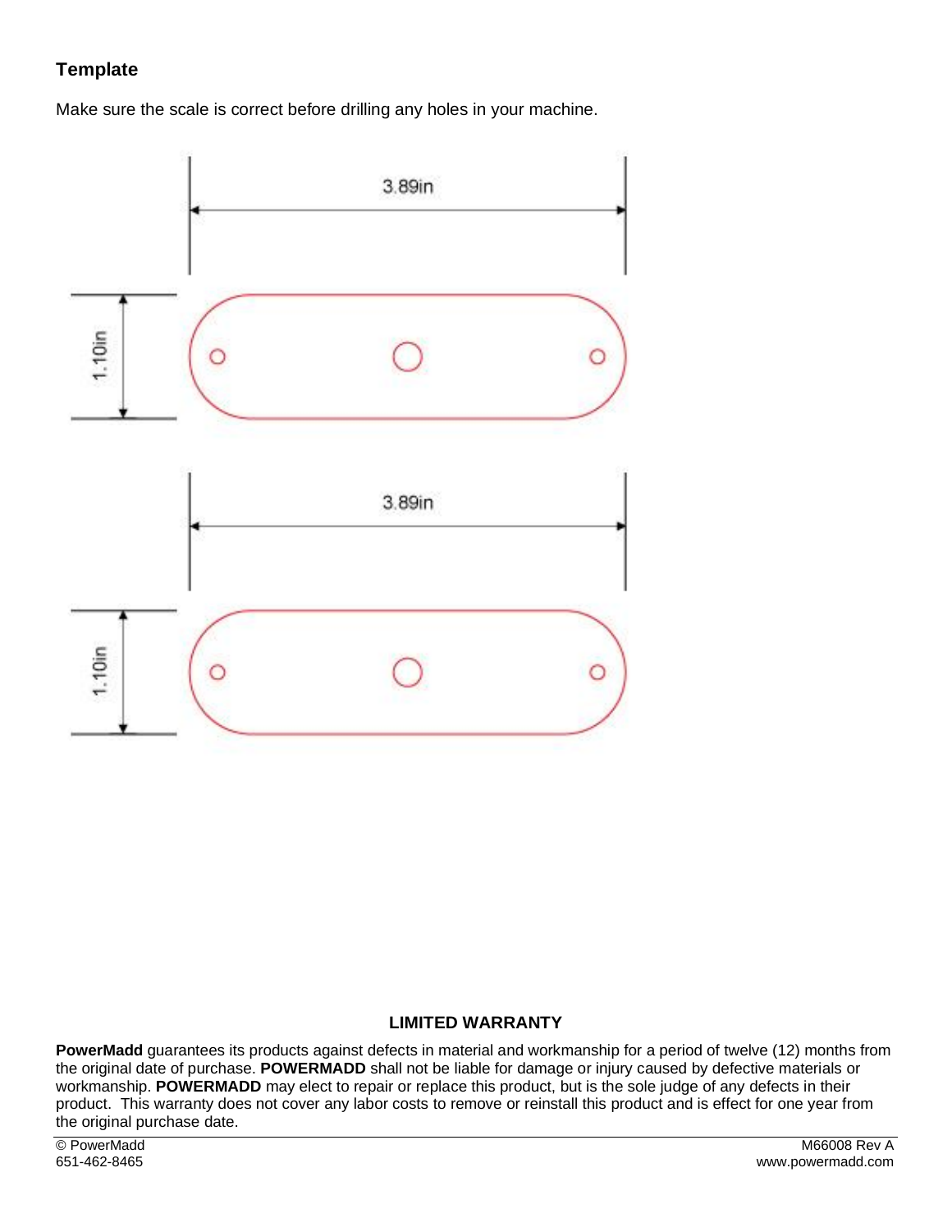## Template

Make sure the scale is correct before drilling any holes in your machine.

3.89in

1.10in

3.89in

1.10in

**LIMITED WARRANTY**

**PowerMadd** guarantees its products against defects in material and workmanship for a period of twelve (12) months from the original date of purchase. **POWERMADD** shall not be liable for damage or injury caused by defective materials or workmanship. **POWERMADD** may elect to repair or replace this product, but is the sole judge of any defects in their product. This warranty does not cover any labor costs to remove or reinstall this product and is effect for one year from the original purchase date.

© PowerMadd
651-462-8465

M66008 Rev A
www.powermadd.com